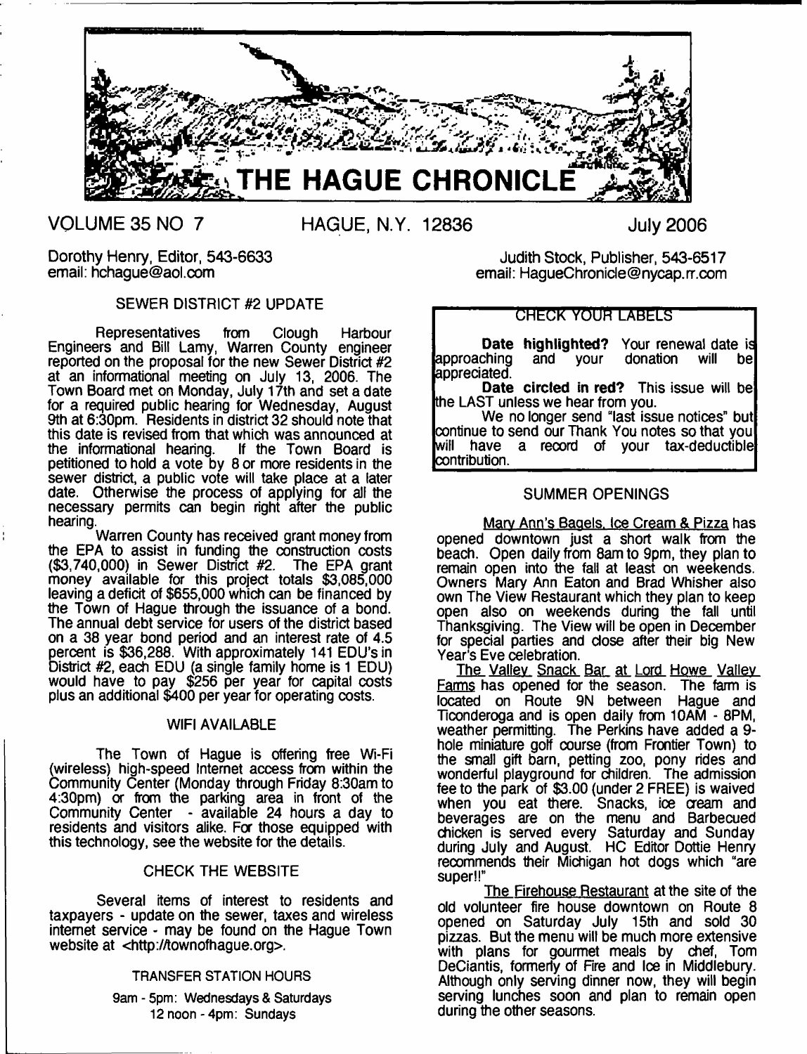# THE HAGUE CHRONICLE

VOLUME 35 NO 7 HAGUE, N.Y. 12836 July 2006

Dorothy Henry, Editor, 543-6633
email: hchague@aol.com

Judith Stock, Publisher, 543-6517
email: HagueChronicle@nycap.rr.com

## SEWER DISTRICT #2 UPDATE

Representatives from Clough Harbour Engineers and Bill Lamy, Warren County engineer reported on the proposal for the new Sewer District #2 at an informational meeting on July 13, 2006. The Town Board met on Monday, July 17th and set a date for a required public hearing for Wednesday, August 9th at 6:30pm. Residents in district 32 should note that this date is revised from that which was announced at the informational hearing. If the Town Board is petitioned to hold a vote by 8 or more residents in the sewer district, a public vote will take place at a later date. Otherwise the process of applying for all the necessary permits can begin right after the public hearing.

Warren County has received grant money from the EPA to assist in funding the construction costs ($3,740,000) in Sewer District #2. The EPA grant money available for this project totals $3,085,000 leaving a deficit of $655,000 which can be financed by the Town of Hague through the issuance of a bond. The annual debt service for users of the district based on a 38 year bond period and an interest rate of 4.5 percent is $36,288. With approximately 141 EDU's in District #2, each EDU (a single family home is 1 EDU) would have to pay $256 per year for capital costs plus an additional $400 per year for operating costs.

## WIFI AVAILABLE

The Town of Hague is offering free Wi-Fi (wireless) high-speed Internet access from within the Community Center (Monday through Friday 8:30am to 4:30pm) or from the parking area in front of the Community Center - available 24 hours a day to residents and visitors alike. For those equipped with this technology, see the website for the details.

## CHECK THE WEBSITE

Several items of interest to residents and taxpayers - update on the sewer, taxes and wireless internet service - may be found on the Hague Town website at <http://townofhague.org>.

## TRANSFER STATION HOURS

9am - 5pm: Wednesdays & Saturdays
12 noon - 4pm: Sundays

## CHECK YOUR LABELS

**Date highlighted?** Your renewal date is approaching and your donation will be appreciated.

**Date circled in red?** This issue will be the LAST unless we hear from you.

We no longer send "last issue notices" but continue to send our Thank You notes so that you will have a record of your tax-deductible contribution.

## SUMMER OPENINGS

Mary Ann's Bagels, Ice Cream & Pizza has opened downtown just a short walk from the beach. Open daily from 8am to 9pm, they plan to remain open into the fall at least on weekends. Owners Mary Ann Eaton and Brad Whisher also own The View Restaurant which they plan to keep open also on weekends during the fall until Thanksgiving. The View will be open in December for special parties and close after their big New Year's Eve celebration.

The Valley Snack Bar at Lord Howe Valley Farms has opened for the season. The farm is located on Route 9N between Hague and Ticonderoga and is open daily from 10AM - 8PM, weather permitting. The Perkins have added a 9-hole miniature golf course (from Frontier Town) to the small gift barn, petting zoo, pony rides and wonderful playground for children. The admission fee to the park of $3.00 (under 2 FREE) is waived when you eat there. Snacks, ice cream and beverages are on the menu and Barbecued chicken is served every Saturday and Sunday during July and August. HC Editor Dottie Henry recommends their Michigan hot dogs which "are super!!"

The Firehouse Restaurant at the site of the old volunteer fire house downtown on Route 8 opened on Saturday July 15th and sold 30 pizzas. But the menu will be much more extensive with plans for gourmet meals by chef, Tom DeCiantis, formerly of Fire and Ice in Middlebury. Although only serving dinner now, they will begin serving lunches soon and plan to remain open during the other seasons.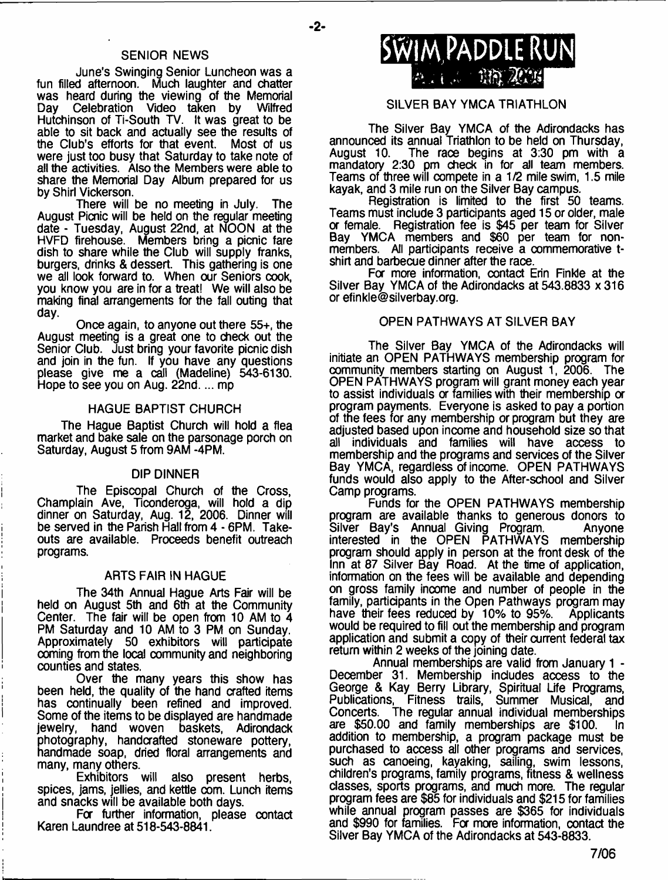## SENIOR NEWS

June's Swinging Senior Luncheon was a fun filled afternoon. Much laughter and chatter was heard during the viewing of the Memorial Day Celebration Video taken by Wilfred Hutchinson of Ti-South TV. It was great to be able to sit back and actually see the results of the Club's efforts for that event. Most of us were just too busy that Saturday to take note of all the activities. Also the Members were able to share the Memorial Day Album prepared for us by Shirl Vickerson.

There will be no meeting in July. The August Picnic will be held on the regular meeting date - Tuesday, August 22nd, at NOON at the HVFD firehouse. Members bring a picnic fare dish to share while the Club will supply franks, burgers, drinks & dessert. This gathering is one we all look forward to. When our Seniors cook, you know you are in for a treat! We will also be making final arrangements for the fall outing that day.

Once again, to anyone out there 55+, the August meeting is a great one to check out the Senior Club. Just bring your favorite picnic dish and join in the fun. If you have any questions please give me a call (Madeline) 543-6130. Hope to see you on Aug. 22nd. ... mp

## HAGUE BAPTIST CHURCH

The Hague Baptist Church will hold a flea market and bake sale on the parsonage porch on Saturday, August 5 from 9AM -4PM.

## DIP DINNER

The Episcopal Church of the Cross, Champlain Ave, Ticonderoga, will hold a dip dinner on Saturday, Aug. 12, 2006. Dinner will be served in the Parish Hall from 4 - 6PM. Take-outs are available. Proceeds benefit outreach programs.

## ARTS FAIR IN HAGUE

The 34th Annual Hague Arts Fair will be held on August 5th and 6th at the Community Center. The fair will be open from 10 AM to 4 PM Saturday and 10 AM to 3 PM on Sunday. Approximately 50 exhibitors will participate coming from the local community and neighboring counties and states.

Over the many years this show has been held, the quality of the hand crafted items has continually been refined and improved. Some of the items to be displayed are handmade jewelry, hand woven baskets, Adirondack photography, handcrafted stoneware pottery, handmade soap, dried floral arrangements and many, many others.

Exhibitors will also present herbs, spices, jams, jellies, and kettle corn. Lunch items and snacks will be available both days.

For further information, please contact Karen Laundree at 518-543-8841.

# SWIM PADDLE RUN

## SILVER BAY YMCA TRIATHLON

The Silver Bay YMCA of the Adirondacks has announced its annual Triathlon to be held on Thursday, August 10. The race begins at 3:30 pm with a mandatory 2:30 pm check in for all team members. Teams of three will compete in a 1/2 mile swim, 1.5 mile kayak, and 3 mile run on the Silver Bay campus.

Registration is limited to the first 50 teams. Teams must include 3 participants aged 15 or older, male or female. Registration fee is $45 per team for Silver Bay YMCA members and $60 per team for non-members. All participants receive a commemorative t-shirt and barbecue dinner after the race.

For more information, contact Erin Finkle at the Silver Bay YMCA of the Adirondacks at 543.8833 x 316 or efinkle@silverbay.org.

## OPEN PATHWAYS AT SILVER BAY

The Silver Bay YMCA of the Adirondacks will initiate an OPEN PATHWAYS membership program for community members starting on August 1, 2006. The OPEN PATHWAYS program will grant money each year to assist individuals or families with their membership or program payments. Everyone is asked to pay a portion of the fees for any membership or program but they are adjusted based upon income and household size so that all individuals and families will have access to membership and the programs and services of the Silver Bay YMCA, regardless of income. OPEN PATHWAYS funds would also apply to the After-school and Silver Camp programs.

Funds for the OPEN PATHWAYS membership program are available thanks to generous donors to Silver Bay's Annual Giving Program. Anyone interested in the OPEN PATHWAYS membership program should apply in person at the front desk of the Inn at 87 Silver Bay Road. At the time of application, information on the fees will be available and depending on gross family income and number of people in the family, participants in the Open Pathways program may have their fees reduced by 10% to 95%. Applicants would be required to fill out the membership and program application and submit a copy of their current federal tax return within 2 weeks of the joining date.

Annual memberships are valid from January 1 - December 31. Membership includes access to the George & Kay Berry Library, Spiritual Life Programs, Publications, Fitness trails, Summer Musical, and Concerts. The regular annual individual memberships are $50.00 and family memberships are $100. In addition to membership, a program package must be purchased to access all other programs and services, such as canoeing, kayaking, sailing, swim lessons, children's programs, family programs, fitness & wellness classes, sports programs, and much more. The regular program fees are $85 for individuals and $215 for families while annual program passes are $365 for individuals and $990 for families. For more information, contact the Silver Bay YMCA of the Adirondacks at 543-8833.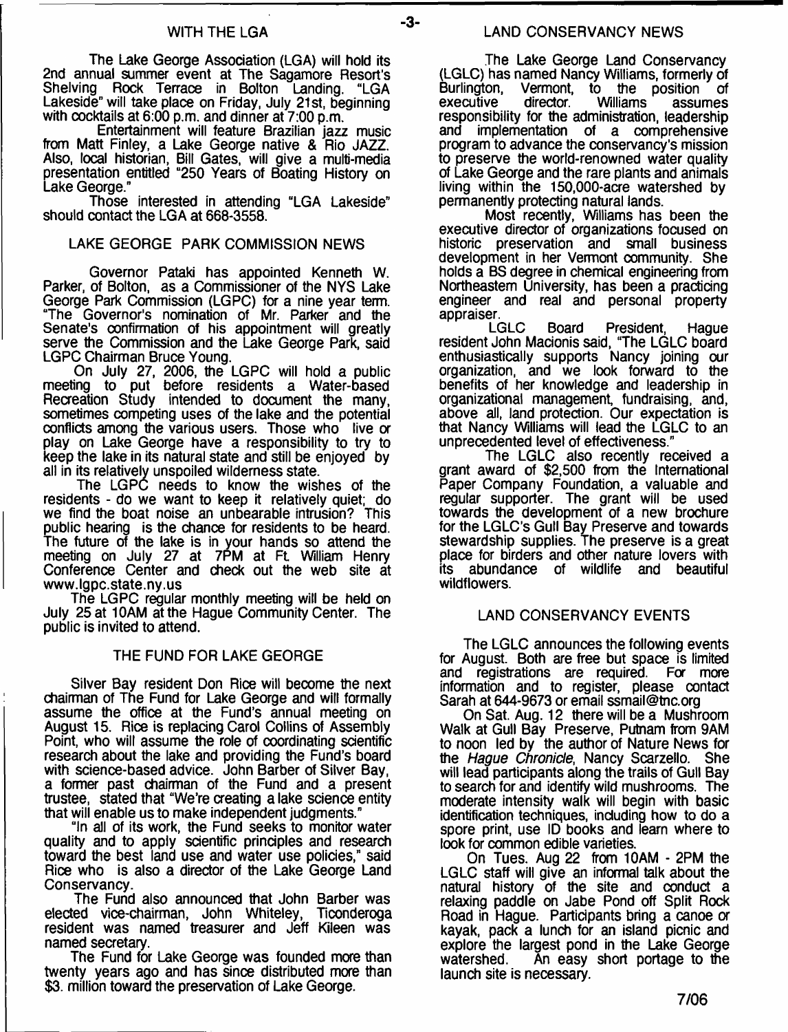## WITH THE LGA

The Lake George Association (LGA) will hold its 2nd annual summer event at The Sagamore Resort's Shelving Rock Terrace in Bolton Landing. "LGA Lakeside" will take place on Friday, July 21st, beginning with cocktails at 6:00 p.m. and dinner at 7:00 p.m.

Entertainment will feature Brazilian jazz music from Matt Finley, a Lake George native & Rio JAZZ. Also, local historian, Bill Gates, will give a multi-media presentation entitled "250 Years of Boating History on Lake George."

Those interested in attending "LGA Lakeside" should contact the LGA at 668-3558.

## LAKE GEORGE PARK COMMISSION NEWS

Governor Pataki has appointed Kenneth W. Parker, of Bolton, as a Commissioner of the NYS Lake George Park Commission (LGPC) for a nine year term. "The Governor's nomination of Mr. Parker and the Senate's confirmation of his appointment will greatly serve the Commission and the Lake George Park, said LGPC Chairman Bruce Young.

On July 27, 2006, the LGPC will hold a public meeting to put before residents a Water-based Recreation Study intended to document the many, sometimes competing uses of the lake and the potential conflicts among the various users. Those who live or play on Lake George have a responsibility to try to keep the lake in its natural state and still be enjoyed by all in its relatively unspoiled wilderness state.

The LGPC needs to know the wishes of the residents - do we want to keep it relatively quiet; do we find the boat noise an unbearable intrusion? This public hearing is the chance for residents to be heard. The future of the lake is in your hands so attend the meeting on July 27 at 7PM at Ft. William Henry Conference Center and check out the web site at www.lgpc.state.ny.us

The LGPC regular monthly meeting will be held on July 25 at 10AM at the Hague Community Center. The public is invited to attend.

## THE FUND FOR LAKE GEORGE

Silver Bay resident Don Rice will become the next chairman of The Fund for Lake George and will formally assume the office at the Fund's annual meeting on August 15. Rice is replacing Carol Collins of Assembly Point, who will assume the role of coordinating scientific research about the lake and providing the Fund's board with science-based advice. John Barber of Silver Bay, a former past chairman of the Fund and a present trustee, stated that "We're creating a lake science entity that will enable us to make independent judgments."

"In all of its work, the Fund seeks to monitor water quality and to apply scientific principles and research toward the best land use and water use policies," said Rice who is also a director of the Lake George Land Conservancy.

The Fund also announced that John Barber was elected vice-chairman, John Whiteley, Ticonderoga resident was named treasurer and Jeff Kileen was named secretary.

The Fund for Lake George was founded more than twenty years ago and has since distributed more than $3. million toward the preservation of Lake George.

## LAND CONSERVANCY NEWS

The Lake George Land Conservancy (LGLC) has named Nancy Williams, formerly of Burlington, Vermont, to the position of executive director. Williams assumes responsibility for the administration, leadership and implementation of a comprehensive program to advance the conservancy's mission to preserve the world-renowned water quality of Lake George and the rare plants and animals living within the 150,000-acre watershed by permanently protecting natural lands.

Most recently, Williams has been the executive director of organizations focused on historic preservation and small business development in her Vermont community. She holds a BS degree in chemical engineering from Northeastern University, has been a practicing engineer and real and personal property appraiser.

LGLC Board President, Hague resident John Macionis said, "The LGLC board enthusiastically supports Nancy joining our organization, and we look forward to the benefits of her knowledge and leadership in organizational management, fundraising, and, above all, land protection. Our expectation is that Nancy Williams will lead the LGLC to an unprecedented level of effectiveness."

The LGLC also recently received a grant award of $2,500 from the International Paper Company Foundation, a valuable and regular supporter. The grant will be used towards the development of a new brochure for the LGLC's Gull Bay Preserve and towards stewardship supplies. The preserve is a great place for birders and other nature lovers with its abundance of wildlife and beautiful wildflowers.

## LAND CONSERVANCY EVENTS

The LGLC announces the following events for August. Both are free but space is limited and registrations are required. For more information and to register, please contact Sarah at 644-9673 or email ssmail@tnc.org

On Sat. Aug. 12 there will be a Mushroom Walk at Gull Bay Preserve, Putnam from 9AM to noon led by the author of Nature News for the *Hague Chronicle*, Nancy Scarzello. She will lead participants along the trails of Gull Bay to search for and identify wild mushrooms. The moderate intensity walk will begin with basic identification techniques, including how to do a spore print, use ID books and learn where to look for common edible varieties.

On Tues. Aug 22 from 10AM - 2PM the LGLC staff will give an informal talk about the natural history of the site and conduct a relaxing paddle on Jabe Pond off Split Rock Road in Hague. Participants bring a canoe or kayak, pack a lunch for an island picnic and explore the largest pond in the Lake George watershed. An easy short portage to the launch site is necessary.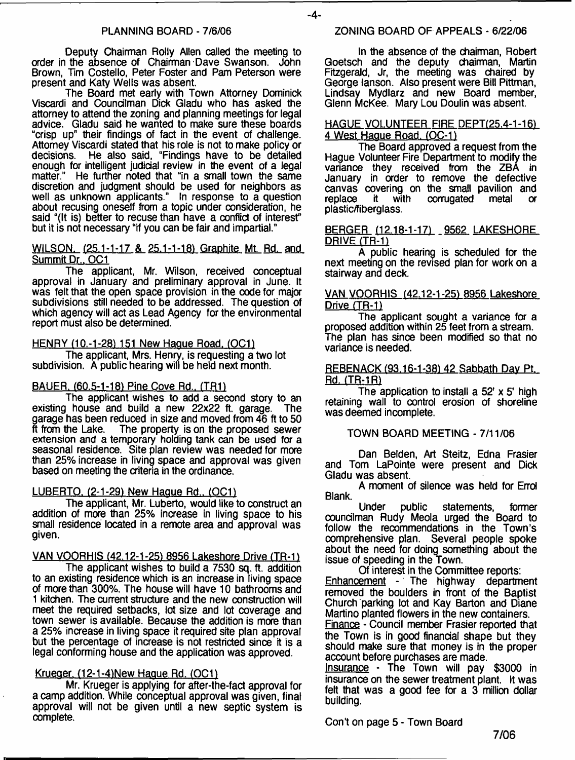## PLANNING BOARD - 7/6/06

Deputy Chairman Rolly Allen called the meeting to order in the absence of Chairman Dave Swanson. John Brown, Tim Costello, Peter Foster and Pam Peterson were present and Katy Wells was absent.

The Board met early with Town Attorney Dominick Viscardi and Councilman Dick Gladu who has asked the attorney to attend the zoning and planning meetings for legal advice. Gladu said he wanted to make sure these boards "crisp up" their findings of fact in the event of challenge. Attorney Viscardi stated that his role is not to make policy or decisions. He also said, "Findings have to be detailed enough for intelligent judicial review in the event of a legal matter." He further noted that "in a small town the same discretion and judgment should be used for neighbors as well as unknown applicants." In response to a question about recusing oneself from a topic under consideration, he said "(It is) better to recuse than have a conflict of interest" but it is not necessary "if you can be fair and impartial."

WILSON, (25.1-1-17 & 25.1-1-18) Graphite Mt. Rd. and Summit Dr., OC1

The applicant, Mr. Wilson, received conceptual approval in January and preliminary approval in June. It was felt that the open space provision in the code for major subdivisions still needed to be addressed. The question of which agency will act as Lead Agency for the environmental report must also be determined.

HENRY (10.-1-28) 151 New Hague Road, (OC1)

The applicant, Mrs. Henry, is requesting a two lot subdivision. A public hearing will be held next month.

BAUER, (60.5-1-18) Pine Cove Rd., (TR1)

The applicant wishes to add a second story to an existing house and build a new 22x22 ft. garage. The garage has been reduced in size and moved from 46 ft to 50 ft from the Lake. The property is on the proposed sewer extension and a temporary holding tank can be used for a seasonal residence. Site plan review was needed for more than 25% increase in living space and approval was given based on meeting the criteria in the ordinance.

LUBERTO, (2-1-29) New Hague Rd., (OC1)

The applicant, Mr. Luberto, would like to construct an addition of more than 25% increase in living space to his small residence located in a remote area and approval was given.

VAN VOORHIS (42.12-1-25) 8956 Lakeshore Drive (TR-1)

The applicant wishes to build a 7530 sq. ft. addition to an existing residence which is an increase in living space of more than 300%. The house will have 10 bathrooms and 1 kitchen. The current structure and the new construction will meet the required setbacks, lot size and lot coverage and town sewer is available. Because the addition is more than a 25% increase in living space it required site plan approval but the percentage of increase is not restricted since it is a legal conforming house and the application was approved.

Krueger, (12-1-4)New Hague Rd. (OC1)

Mr. Krueger is applying for after-the-fact approval for a camp addition. While conceptual approval was given, final approval will not be given until a new septic system is complete.

## ZONING BOARD OF APPEALS - 6/22/06

In the absence of the chairman, Robert Goetsch and the deputy chairman, Martin Fitzgerald, Jr, the meeting was chaired by George Ianson. Also present were Bill Pittman, Lindsay Mydlarz and new Board member, Glenn McKee. Mary Lou Doulin was absent.

HAGUE VOLUNTEER FIRE DEPT(25.4-1-16) 4 West Hague Road, (OC-1)

The Board approved a request from the Hague Volunteer Fire Department to modify the variance they received from the ZBA in January in order to remove the defective canvas covering on the small pavilion and replace it with corrugated metal or plastic/fiberglass.

BERGER (12.18-1-17) 9562 LAKESHORE DRIVE (TR-1)

A public hearing is scheduled for the next meeting on the revised plan for work on a stairway and deck.

VAN VOORHIS (42.12-1-25) 8956 Lakeshore Drive (TR-1)

The applicant sought a variance for a proposed addition within 25 feet from a stream. The plan has since been modified so that no variance is needed.

REBENACK (93.16-1-38) 42 Sabbath Day Pt. Rd. (TR-1R)

The application to install a 52' x 5' high retaining wall to control erosion of shoreline was deemed incomplete.

## TOWN BOARD MEETING - 7/11/06

Dan Belden, Art Steitz, Edna Frasier and Tom LaPointe were present and Dick Gladu was absent.

A moment of silence was held for Errol Blank.

Under public statements, former councilman Rudy Meola urged the Board to follow the recommendations in the Town's comprehensive plan. Several people spoke about the need for doing something about the issue of speeding in the Town.

Of interest in the Committee reports:

Enhancement - The highway department removed the boulders in front of the Baptist Church parking lot and Kay Barton and Diane Martino planted flowers in the new containers.

Finance - Council member Frasier reported that the Town is in good financial shape but they should make sure that money is in the proper account before purchases are made.

Insurance - The Town will pay $3000 in insurance on the sewer treatment plant. It was felt that was a good fee for a 3 million dollar building.

Con't on page 5 - Town Board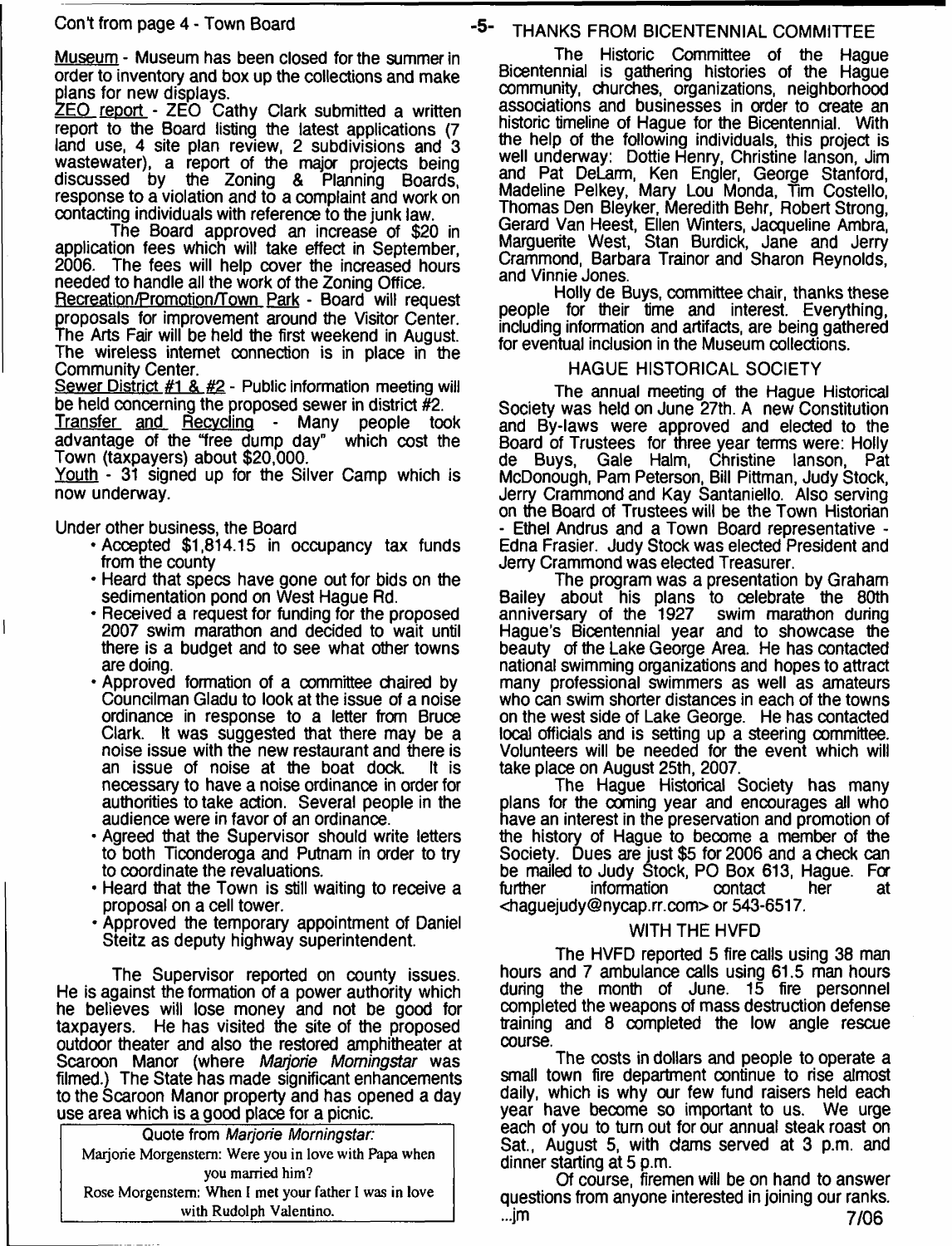Con't from page 4 - Town Board

Museum - Museum has been closed for the summer in order to inventory and box up the collections and make plans for new displays.

ZEO report - ZEO Cathy Clark submitted a written report to the Board listing the latest applications (7 land use, 4 site plan review, 2 subdivisions and 3 wastewater), a report of the major projects being discussed by the Zoning & Planning Boards, response to a violation and to a complaint and work on contacting individuals with reference to the junk law.

The Board approved an increase of $20 in application fees which will take effect in September, 2006. The fees will help cover the increased hours needed to handle all the work of the Zoning Office.

Recreation/Promotion/Town Park - Board will request proposals for improvement around the Visitor Center. The Arts Fair will be held the first weekend in August. The wireless internet connection is in place in the Community Center.

Sewer District #1 & #2 - Public information meeting will be held concerning the proposed sewer in district #2.

Transfer and Recycling - Many people took advantage of the "free dump day" which cost the Town (taxpayers) about $20,000.

Youth - 31 signed up for the Silver Camp which is now underway.

Under other business, the Board

- Accepted $1,814.15 in occupancy tax funds from the county
- Heard that specs have gone out for bids on the sedimentation pond on West Hague Rd.
- Received a request for funding for the proposed 2007 swim marathon and decided to wait until there is a budget and to see what other towns are doing.
- Approved formation of a committee chaired by Councilman Gladu to look at the issue of a noise ordinance in response to a letter from Bruce Clark. It was suggested that there may be a noise issue with the new restaurant and there is an issue of noise at the boat dock. It is necessary to have a noise ordinance in order for authorities to take action. Several people in the audience were in favor of an ordinance.
- Agreed that the Supervisor should write letters to both Ticonderoga and Putnam in order to try to coordinate the revaluations.
- Heard that the Town is still waiting to receive a proposal on a cell tower.
- Approved the temporary appointment of Daniel Steitz as deputy highway superintendent.

The Supervisor reported on county issues. He is against the formation of a power authority which he believes will lose money and not be good for taxpayers. He has visited the site of the proposed outdoor theater and also the restored amphitheater at Scaroon Manor (where *Marjorie Morningstar* was filmed.) The State has made significant enhancements to the Scaroon Manor property and has opened a day use area which is a good place for a picnic.

> Quote from *Marjorie Morningstar:*
> Marjorie Morgenstern: Were you in love with Papa when you married him?
> Rose Morgenstern: When I met your father I was in love with Rudolph Valentino.

## THANKS FROM BICENTENNIAL COMMITTEE

The Historic Committee of the Hague Bicentennial is gathering histories of the Hague community, churches, organizations, neighborhood associations and businesses in order to create an historic timeline of Hague for the Bicentennial. With the help of the following individuals, this project is well underway: Dottie Henry, Christine Ianson, Jim and Pat DeLarm, Ken Engler, George Stanford, Madeline Pelkey, Mary Lou Monda, Tim Costello, Thomas Den Bleyker, Meredith Behr, Robert Strong, Gerard Van Heest, Ellen Winters, Jacqueline Ambra, Marguerite West, Stan Burdick, Jane and Jerry Crammond, Barbara Trainor and Sharon Reynolds, and Vinnie Jones.

Holly de Buys, committee chair, thanks these people for their time and interest. Everything, including information and artifacts, are being gathered for eventual inclusion in the Museum collections.

## HAGUE HISTORICAL SOCIETY

The annual meeting of the Hague Historical Society was held on June 27th. A new Constitution and By-laws were approved and elected to the Board of Trustees for three year terms were: Holly de Buys, Gale Halm, Christine Ianson, Pat McDonough, Pam Peterson, Bill Pittman, Judy Stock, Jerry Crammond and Kay Santaniello. Also serving on the Board of Trustees will be the Town Historian - Ethel Andrus and a Town Board representative - Edna Frasier. Judy Stock was elected President and Jerry Crammond was elected Treasurer.

The program was a presentation by Graham Bailey about his plans to celebrate the 80th anniversary of the 1927 swim marathon during Hague's Bicentennial year and to showcase the beauty of the Lake George Area. He has contacted national swimming organizations and hopes to attract many professional swimmers as well as amateurs who can swim shorter distances in each of the towns on the west side of Lake George. He has contacted local officials and is setting up a steering committee. Volunteers will be needed for the event which will take place on August 25th, 2007.

The Hague Historical Society has many plans for the coming year and encourages all who have an interest in the preservation and promotion of the history of Hague to become a member of the Society. Dues are just $5 for 2006 and a check can be mailed to Judy Stock, PO Box 613, Hague. For further information contact her at <haguejudy@nycap.rr.com> or 543-6517.

## WITH THE HVFD

The HVFD reported 5 fire calls using 38 man hours and 7 ambulance calls using 61.5 man hours during the month of June. 15 fire personnel completed the weapons of mass destruction defense training and 8 completed the low angle rescue course.

The costs in dollars and people to operate a small town fire department continue to rise almost daily, which is why our few fund raisers held each year have become so important to us. We urge each of you to turn out for our annual steak roast on Sat., August 5, with clams served at 3 p.m. and dinner starting at 5 p.m.

Of course, firemen will be on hand to answer questions from anyone interested in joining our ranks.

...jm 7/06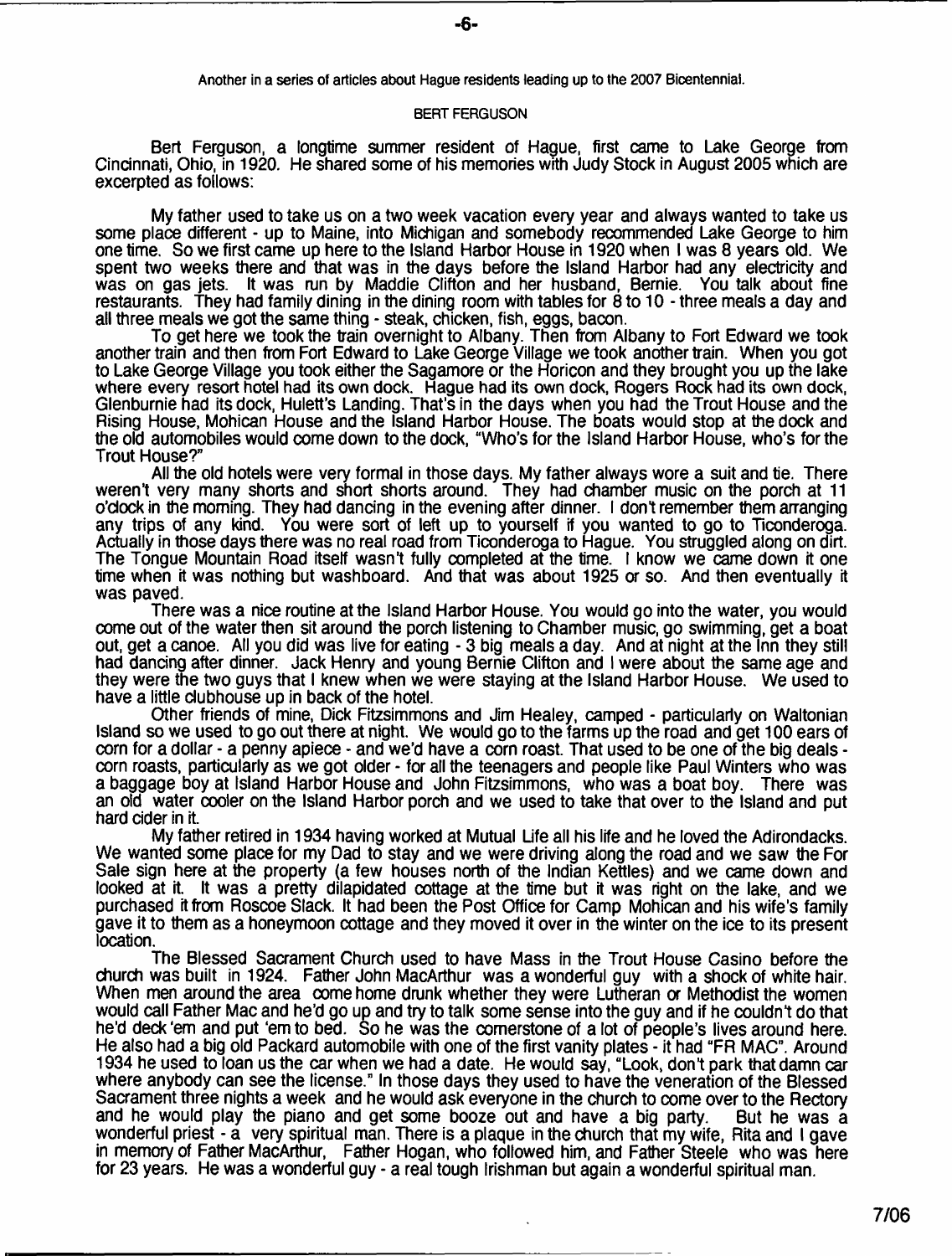Another in a series of articles about Hague residents leading up to the 2007 Bicentennial.

## BERT FERGUSON

Bert Ferguson, a longtime summer resident of Hague, first came to Lake George from Cincinnati, Ohio, in 1920. He shared some of his memories with Judy Stock in August 2005 which are excerpted as follows:

My father used to take us on a two week vacation every year and always wanted to take us some place different - up to Maine, into Michigan and somebody recommended Lake George to him one time. So we first came up here to the Island Harbor House in 1920 when I was 8 years old. We spent two weeks there and that was in the days before the Island Harbor had any electricity and was on gas jets. It was run by Maddie Clifton and her husband, Bernie. You talk about fine restaurants. They had family dining in the dining room with tables for 8 to 10 - three meals a day and all three meals we got the same thing - steak, chicken, fish, eggs, bacon.

To get here we took the train overnight to Albany. Then from Albany to Fort Edward we took another train and then from Fort Edward to Lake George Village we took another train. When you got to Lake George Village you took either the Sagamore or the Horicon and they brought you up the lake where every resort hotel had its own dock. Hague had its own dock, Rogers Rock had its own dock, Glenburnie had its dock, Hulett's Landing. That's in the days when you had the Trout House and the Rising House, Mohican House and the Island Harbor House. The boats would stop at the dock and the old automobiles would come down to the dock, "Who's for the Island Harbor House, who's for the Trout House?"

All the old hotels were very formal in those days. My father always wore a suit and tie. There weren't very many shorts and short shorts around. They had chamber music on the porch at 11 o'clock in the morning. They had dancing in the evening after dinner. I don't remember them arranging any trips of any kind. You were sort of left up to yourself if you wanted to go to Ticonderoga. Actually in those days there was no real road from Ticonderoga to Hague. You struggled along on dirt. The Tongue Mountain Road itself wasn't fully completed at the time. I know we came down it one time when it was nothing but washboard. And that was about 1925 or so. And then eventually it was paved.

There was a nice routine at the Island Harbor House. You would go into the water, you would come out of the water then sit around the porch listening to Chamber music, go swimming, get a boat out, get a canoe. All you did was live for eating - 3 big meals a day. And at night at the Inn they still had dancing after dinner. Jack Henry and young Bernie Clifton and I were about the same age and they were the two guys that I knew when we were staying at the Island Harbor House. We used to have a little clubhouse up in back of the hotel.

Other friends of mine, Dick Fitzsimmons and Jim Healey, camped - particularly on Waltonian Island so we used to go out there at night. We would go to the farms up the road and get 100 ears of corn for a dollar - a penny apiece - and we'd have a corn roast. That used to be one of the big deals - corn roasts, particularly as we got older - for all the teenagers and people like Paul Winters who was a baggage boy at Island Harbor House and John Fitzsimmons, who was a boat boy. There was an old water cooler on the Island Harbor porch and we used to take that over to the Island and put hard cider in it.

My father retired in 1934 having worked at Mutual Life all his life and he loved the Adirondacks. We wanted some place for my Dad to stay and we were driving along the road and we saw the For Sale sign here at the property (a few houses north of the Indian Kettles) and we came down and looked at it. It was a pretty dilapidated cottage at the time but it was right on the lake, and we purchased it from Roscoe Slack. It had been the Post Office for Camp Mohican and his wife's family gave it to them as a honeymoon cottage and they moved it over in the winter on the ice to its present location.

The Blessed Sacrament Church used to have Mass in the Trout House Casino before the church was built in 1924. Father John MacArthur was a wonderful guy with a shock of white hair. When men around the area come home drunk whether they were Lutheran or Methodist the women would call Father Mac and he'd go up and try to talk some sense into the guy and if he couldn't do that he'd deck 'em and put 'em to bed. So he was the cornerstone of a lot of people's lives around here. He also had a big old Packard automobile with one of the first vanity plates - it had "FR MAC". Around 1934 he used to loan us the car when we had a date. He would say, "Look, don't park that damn car where anybody can see the license." In those days they used to have the veneration of the Blessed Sacrament three nights a week and he would ask everyone in the church to come over to the Rectory and he would play the piano and get some booze out and have a big party. But he was a wonderful priest - a very spiritual man. There is a plaque in the church that my wife, Rita and I gave in memory of Father MacArthur, Father Hogan, who followed him, and Father Steele who was here for 23 years. He was a wonderful guy - a real tough Irishman but again a wonderful spiritual man.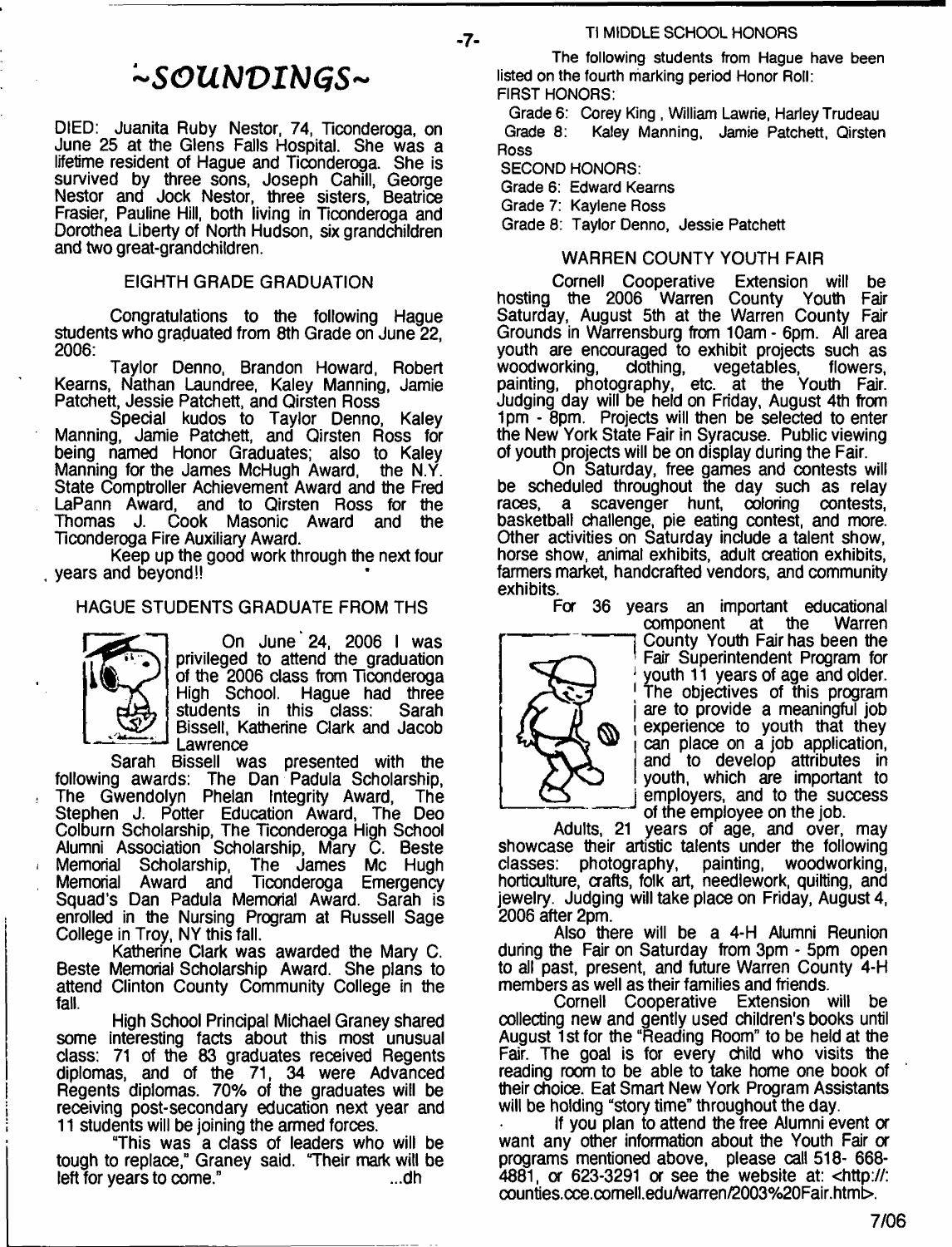# ~SOUNDINGS~

DIED: Juanita Ruby Nestor, 74, Ticonderoga, on June 25 at the Glens Falls Hospital. She was a lifetime resident of Hague and Ticonderoga. She is survived by three sons, Joseph Cahill, George Nestor and Jock Nestor, three sisters, Beatrice Frasier, Pauline Hill, both living in Ticonderoga and Dorothea Liberty of North Hudson, six grandchildren and two great-grandchildren.

## EIGHTH GRADE GRADUATION

Congratulations to the following Hague students who graduated from 8th Grade on June 22, 2006:

Taylor Denno, Brandon Howard, Robert Kearns, Nathan Laundree, Kaley Manning, Jamie Patchett, Jessie Patchett, and Qirsten Ross

Special kudos to Taylor Denno, Kaley Manning, Jamie Patchett, and Qirsten Ross for being named Honor Graduates; also to Kaley Manning for the James McHugh Award, the N.Y. State Comptroller Achievement Award and the Fred LaPann Award, and to Qirsten Ross for the Thomas J. Cook Masonic Award and the Ticonderoga Fire Auxiliary Award.

Keep up the good work through the next four years and beyond!!

## HAGUE STUDENTS GRADUATE FROM THS

On June 24, 2006 I was privileged to attend the graduation of the 2006 class from Ticonderoga High School. Hague had three students in this class: Sarah Bissell, Katherine Clark and Jacob Lawrence

Sarah Bissell was presented with the following awards: The Dan Padula Scholarship, The Gwendolyn Phelan Integrity Award, The Stephen J. Potter Education Award, The Deo Colburn Scholarship, The Ticonderoga High School Alumni Association Scholarship, Mary C. Beste Memorial Scholarship, The James Mc Hugh Memorial Award and Ticonderoga Emergency Squad's Dan Padula Memorial Award. Sarah is enrolled in the Nursing Program at Russell Sage College in Troy, NY this fall.

Katherine Clark was awarded the Mary C. Beste Memorial Scholarship Award. She plans to attend Clinton County Community College in the fall.

High School Principal Michael Graney shared some interesting facts about this most unusual class: 71 of the 83 graduates received Regents diplomas, and of the 71, 34 were Advanced Regents diplomas. 70% of the graduates will be receiving post-secondary education next year and 11 students will be joining the armed forces.

"This was a class of leaders who will be tough to replace," Graney said. "Their mark will be left for years to come." ...dh

## TI MIDDLE SCHOOL HONORS

The following students from Hague have been listed on the fourth marking period Honor Roll:

FIRST HONORS:

Grade 6: Corey King, William Lawrie, Harley Trudeau

Grade 8: Kaley Manning, Jamie Patchett, Qirsten Ross

SECOND HONORS:

Grade 6: Edward Kearns

Grade 7: Kaylene Ross

Grade 8: Taylor Denno, Jessie Patchett

## WARREN COUNTY YOUTH FAIR

Cornell Cooperative Extension will be hosting the 2006 Warren County Youth Fair Saturday, August 5th at the Warren County Fair Grounds in Warrensburg from 10am - 6pm. All area youth are encouraged to exhibit projects such as woodworking, clothing, vegetables, flowers, painting, photography, etc. at the Youth Fair. Judging day will be held on Friday, August 4th from 1pm - 8pm. Projects will then be selected to enter the New York State Fair in Syracuse. Public viewing of youth projects will be on display during the Fair.

On Saturday, free games and contests will be scheduled throughout the day such as relay races, a scavenger hunt, coloring contests, basketball challenge, pie eating contest, and more. Other activities on Saturday include a talent show, horse show, animal exhibits, adult creation exhibits, farmers market, handcrafted vendors, and community exhibits.

For 36 years an important educational component at the Warren County Youth Fair has been the Fair Superintendent Program for youth 11 years of age and older. The objectives of this program are to provide a meaningful job experience to youth that they can place on a job application, and to develop attributes in youth, which are important to employers, and to the success of the employee on the job.

Adults, 21 years of age, and over, may showcase their artistic talents under the following classes: photography, painting, woodworking, horticulture, crafts, folk art, needlework, quilting, and jewelry. Judging will take place on Friday, August 4, 2006 after 2pm.

Also there will be a 4-H Alumni Reunion during the Fair on Saturday from 3pm - 5pm open to all past, present, and future Warren County 4-H members as well as their families and friends.

Cornell Cooperative Extension will be collecting new and gently used children's books until August 1st for the "Reading Room" to be held at the Fair. The goal is for every child who visits the reading room to be able to take home one book of their choice. Eat Smart New York Program Assistants will be holding "story time" throughout the day.

If you plan to attend the free Alumni event or want any other information about the Youth Fair or programs mentioned above, please call 518- 668-4881, or 623-3291 or see the website at: <http://: counties.cce.cornell.edu/warren/2003%20Fair.html>.

7/06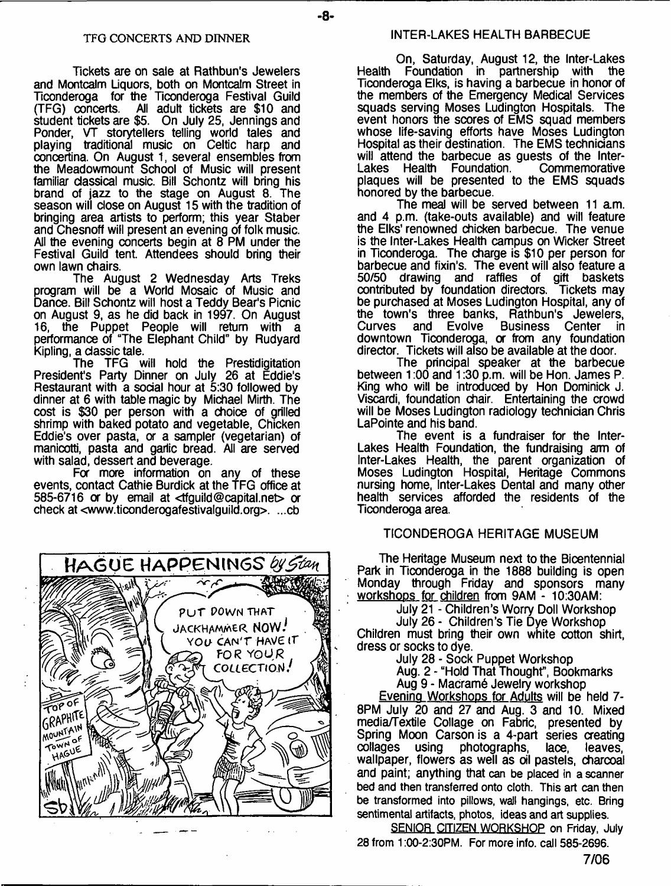## TFG CONCERTS AND DINNER

Tickets are on sale at Rathbun's Jewelers and Montcalm Liquors, both on Montcalm Street in Ticonderoga for the Ticonderoga Festival Guild (TFG) concerts. All adult tickets are $10 and student tickets are $5. On July 25, Jennings and Ponder, VT storytellers telling world tales and playing traditional music on Celtic harp and concertina. On August 1, several ensembles from the Meadowmount School of Music will present familiar classical music. Bill Schontz will bring his brand of jazz to the stage on August 8. The season will close on August 15 with the tradition of bringing area artists to perform; this year Staber and Chesnoff will present an evening of folk music. All the evening concerts begin at 8 PM under the Festival Guild tent. Attendees should bring their own lawn chairs.

The August 2 Wednesday Arts Treks program will be a World Mosaic of Music and Dance. Bill Schontz will host a Teddy Bear's Picnic on August 9, as he did back in 1997. On August 16, the Puppet People will return with a performance of "The Elephant Child" by Rudyard Kipling, a classic tale.

The TFG will hold the Prestidigitation President's Party Dinner on July 26 at Eddie's Restaurant with a social hour at 5:30 followed by dinner at 6 with table magic by Michael Mirth. The cost is $30 per person with a choice of grilled shrimp with baked potato and vegetable, Chicken Eddie's over pasta, or a sampler (vegetarian) of manicotti, pasta and garlic bread. All are served with salad, dessert and beverage.

For more information on any of these events, contact Cathie Burdick at the TFG office at 585-6716 or by email at <tfguild@capital.net> or check at <www.ticonderogafestivalguild.org>. ...cb

HAGUE HAPPENINGS by Stan

PUT DOWN THAT JACKHAMMER NOW! YOU CAN'T HAVE IT FOR YOUR COLLECTION!

## INTER-LAKES HEALTH BARBECUE

On, Saturday, August 12, the Inter-Lakes Health Foundation in partnership with the Ticonderoga Elks, is having a barbecue in honor of the members of the Emergency Medical Services squads serving Moses Ludington Hospitals. The event honors the scores of EMS squad members whose life-saving efforts have Moses Ludington Hospital as their destination. The EMS technicians will attend the barbecue as guests of the Inter-Lakes Health Foundation. Commemorative plaques will be presented to the EMS squads honored by the barbecue.

The meal will be served between 11 a.m. and 4 p.m. (take-outs available) and will feature the Elks' renowned chicken barbecue. The venue is the Inter-Lakes Health campus on Wicker Street in Ticonderoga. The charge is $10 per person for barbecue and fixin's. The event will also feature a 50/50 drawing and raffles of gift baskets contributed by foundation directors. Tickets may be purchased at Moses Ludington Hospital, any of the town's three banks, Rathbun's Jewelers, Curves and Evolve Business Center in downtown Ticonderoga, or from any foundation director. Tickets will also be available at the door.

The principal speaker at the barbecue between 1:00 and 1:30 p.m. will be Hon. James P. King who will be introduced by Hon Dominick J. Viscardi, foundation chair. Entertaining the crowd will be Moses Ludington radiology technician Chris LaPointe and his band.

The event is a fundraiser for the Inter-Lakes Health Foundation, the fundraising arm of Inter-Lakes Health, the parent organization of Moses Ludington Hospital, Heritage Commons nursing home, Inter-Lakes Dental and many other health services afforded the residents of the Ticonderoga area.

## TICONDEROGA HERITAGE MUSEUM

The Heritage Museum next to the Bicentennial Park in Ticonderoga in the 1888 building is open Monday through Friday and sponsors many workshops for children from 9AM - 10:30AM:

July 21 - Children's Worry Doll Workshop

July 26 - Children's Tie Dye Workshop

Children must bring their own white cotton shirt, dress or socks to dye.

July 28 - Sock Puppet Workshop

Aug. 2 - "Hold That Thought", Bookmarks

Aug 9 - Macramé Jewelry workshop

Evening Workshops for Adults will be held 7-8PM July 20 and 27 and Aug. 3 and 10. Mixed media/Textile Collage on Fabric, presented by Spring Moon Carson is a 4-part series creating collages using photographs, lace, leaves, wallpaper, flowers as well as oil pastels, charcoal and paint; anything that can be placed in a scanner bed and then transferred onto cloth. This art can then be transformed into pillows, wall hangings, etc. Bring sentimental artifacts, photos, ideas and art supplies.

SENIOR CITIZEN WORKSHOP on Friday, July 28 from 1:00-2:30PM. For more info. call 585-2696.

7/06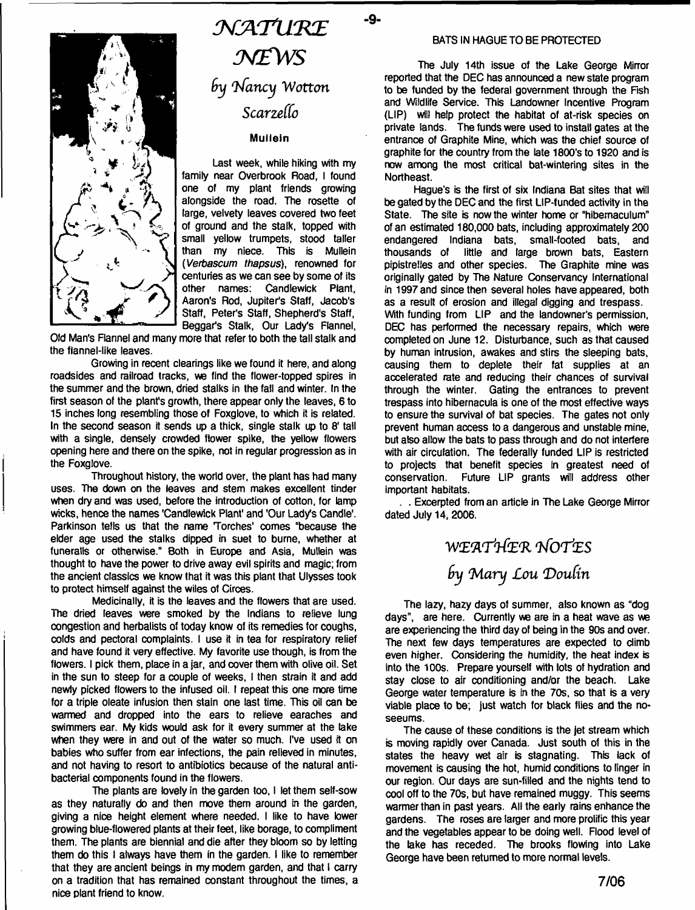# NATURE NEWS

### by Nancy Wotton Scarzello

#### Mullein

Last week, while hiking with my family near Overbrook Road, I found one of my plant friends growing alongside the road. The rosette of large, velvety leaves covered two feet of ground and the stalk, topped with small yellow trumpets, stood taller than my niece. This is Mullein (*Verbascum thapsus*), renowned for centuries as we can see by some of its other names: Candlewick Plant, Aaron's Rod, Jupiter's Staff, Jacob's Staff, Peter's Staff, Shepherd's Staff, Beggar's Stalk, Our Lady's Flannel, Old Man's Flannel and many more that refer to both the tall stalk and the flannel-like leaves.

Growing in recent clearings like we found it here, and along roadsides and railroad tracks, we find the flower-topped spires in the summer and the brown, dried stalks in the fall and winter. In the first season of the plant's growth, there appear only the leaves, 6 to 15 inches long resembling those of Foxglove, to which it is related. In the second season it sends up a thick, single stalk up to 8' tall with a single, densely crowded flower spike, the yellow flowers opening here and there on the spike, not in regular progression as in the Foxglove.

Throughout history, the world over, the plant has had many uses. The down on the leaves and stem makes excellent tinder when dry and was used, before the introduction of cotton, for lamp wicks, hence the names 'Candlewick Plant' and 'Our Lady's Candle'. Parkinson tells us that the name 'Torches' comes "because the elder age used the stalks dipped in suet to burne, whether at funeralls or otherwise." Both in Europe and Asia, Mullein was thought to have the power to drive away evil spirits and magic; from the ancient classics we know that it was this plant that Ulysses took to protect himself against the wiles of Circes.

Medicinally, it is the leaves and the flowers that are used. The dried leaves were smoked by the Indians to relieve lung congestion and herbalists of today know of its remedies for coughs, colds and pectoral complaints. I use it in tea for respiratory relief and have found it very effective. My favorite use though, is from the flowers. I pick them, place in a jar, and cover them with olive oil. Set in the sun to steep for a couple of weeks, I then strain it and add newly picked flowers to the infused oil. I repeat this one more time for a triple oleate infusion then stain one last time. This oil can be warmed and dropped into the ears to relieve earaches and swimmers ear. My kids would ask for it every summer at the lake when they were in and out of the water so much. I've used it on babies who suffer from ear infections, the pain relieved in minutes, and not having to resort to antibiotics because of the natural anti-bacterial components found in the flowers.

The plants are lovely in the garden too, I let them self-sow as they naturally do and then move them around in the garden, giving a nice height element where needed. I like to have lower growing blue-flowered plants at their feet, like borage, to compliment them. The plants are biennial and die after they bloom so by letting them do this I always have them in the garden. I like to remember that they are ancient beings in my modern garden, and that I carry on a tradition that has remained constant throughout the times, a nice plant friend to know.

#### BATS IN HAGUE TO BE PROTECTED

The July 14th issue of the Lake George Mirror reported that the DEC has announced a new state program to be funded by the federal government through the Fish and Wildlife Service. This Landowner Incentive Program (LIP) will help protect the habitat of at-risk species on private lands. The funds were used to install gates at the entrance of Graphite Mine, which was the chief source of graphite for the country from the late 1800's to 1920 and is now among the most critical bat-wintering sites in the Northeast.

Hague's is the first of six Indiana Bat sites that will be gated by the DEC and the first LIP-funded activity in the State. The site is now the winter home or "hibernaculum" of an estimated 180,000 bats, including approximately 200 endangered Indiana bats, small-footed bats, and thousands of little and large brown bats, Eastern pipistrelles and other species. The Graphite mine was originally gated by The Nature Conservancy International in 1997 and since then several holes have appeared, both as a result of erosion and illegal digging and trespass. With funding from LIP and the landowner's permission, DEC has performed the necessary repairs, which were completed on June 12. Disturbance, such as that caused by human intrusion, awakes and stirs the sleeping bats, causing them to deplete their fat supplies at an accelerated rate and reducing their chances of survival through the winter. Gating the entrances to prevent trespass into hibernacula is one of the most effective ways to ensure the survival of bat species. The gates not only prevent human access to a dangerous and unstable mine, but also allow the bats to pass through and do not interfere with air circulation. The federally funded LIP is restricted to projects that benefit species in greatest need of conservation. Future LIP grants will address other important habitats.

. . Excerpted from an article in The Lake George Mirror dated July 14, 2006.

# WEATHER NOTES

### by Mary Lou Doulin

The lazy, hazy days of summer, also known as "dog days", are here. Currently we are in a heat wave as we are experiencing the third day of being in the 90s and over. The next few days temperatures are expected to climb even higher. Considering the humidity, the heat index is into the 100s. Prepare yourself with lots of hydration and stay close to air conditioning and/or the beach. Lake George water temperature is in the 70s, so that is a very viable place to be; just watch for black flies and the no-seeums.

The cause of these conditions is the jet stream which is moving rapidly over Canada. Just south of this in the states the heavy wet air is stagnating. This lack of movement is causing the hot, humid conditions to linger in our region. Our days are sun-filled and the nights tend to cool off to the 70s, but have remained muggy. This seems warmer than in past years. All the early rains enhance the gardens. The roses are larger and more prolific this year and the vegetables appear to be doing well. Flood level of the lake has receded. The brooks flowing into Lake George have been returned to more normal levels.

7/06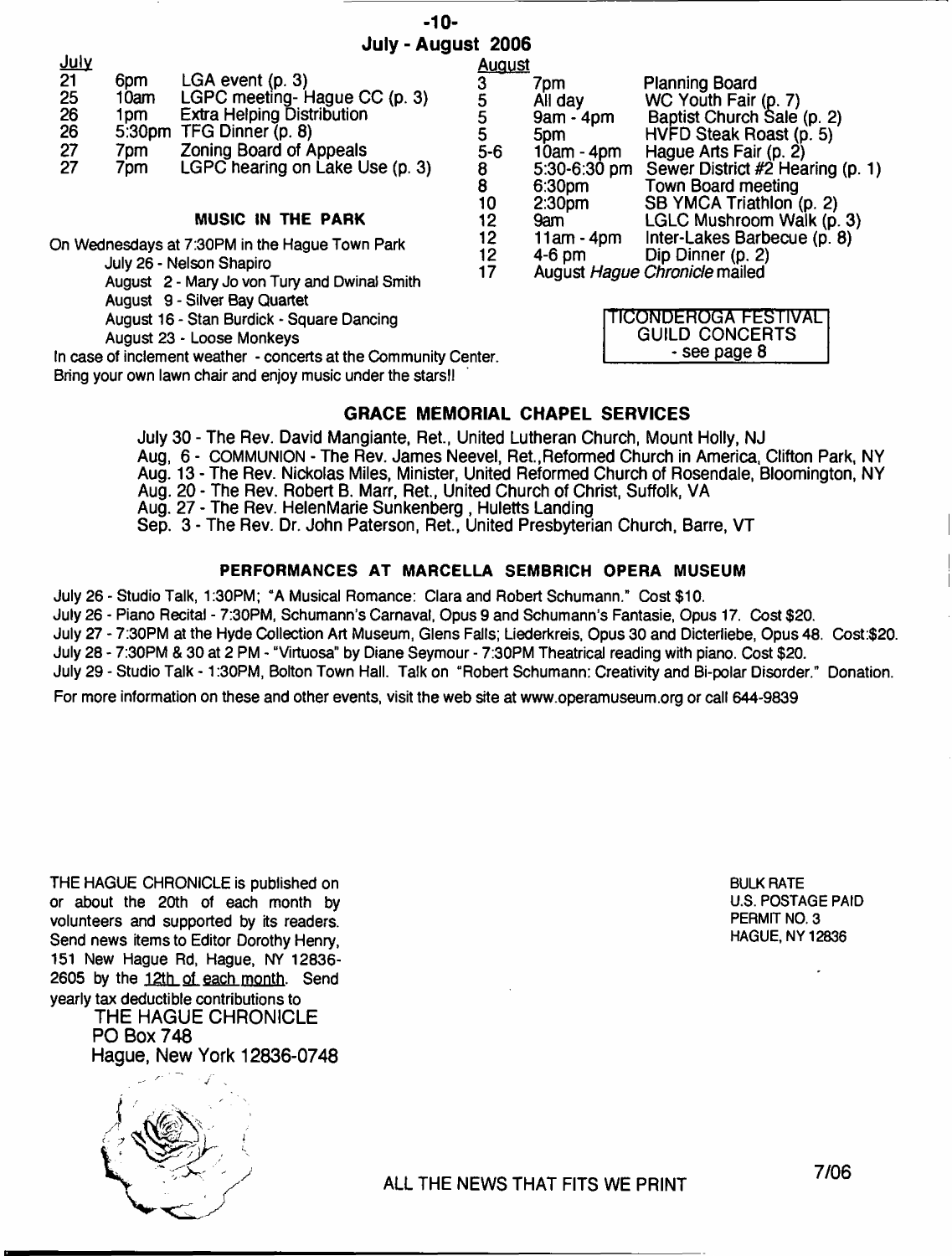# July - August 2006

**July**

| | | |
|---|---|---|
| 21 | 6pm | LGA event (p. 3) |
| 25 | 10am | LGPC meeting- Hague CC (p. 3) |
| 26 | 1pm | Extra Helping Distribution |
| 26 | 5:30pm | TFG Dinner (p. 8) |
| 27 | 7pm | Zoning Board of Appeals |
| 27 | 7pm | LGPC hearing on Lake Use (p. 3) |

**August**

| | | |
|---|---|---|
| 3 | 7pm | Planning Board |
| 5 | All day | WC Youth Fair (p. 7) |
| 5 | 9am - 4pm | Baptist Church Sale (p. 2) |
| 5 | 5pm | HVFD Steak Roast (p. 5) |
| 5-6 | 10am - 4pm | Hague Arts Fair (p. 2) |
| 8 | 5:30-6:30 pm | Sewer District #2 Hearing (p. 1) |
| 8 | 6:30pm | Town Board meeting |
| 10 | 2:30pm | SB YMCA Triathlon (p. 2) |
| 12 | 9am | LGLC Mushroom Walk (p. 3) |
| 12 | 11am - 4pm | Inter-Lakes Barbecue (p. 8) |
| 12 | 4-6 pm | Dip Dinner (p. 2) |
| 17 | | August *Hague Chronicle* mailed |

## MUSIC IN THE PARK

On Wednesdays at 7:30PM in the Hague Town Park

July 26 - Nelson Shapiro
August 2 - Mary Jo von Tury and Dwinal Smith
August 9 - Silver Bay Quartet
August 16 - Stan Burdick - Square Dancing
August 23 - Loose Monkeys

In case of inclement weather - concerts at the Community Center.
Bring your own lawn chair and enjoy music under the stars!!

TICONDEROGA FESTIVAL GUILD CONCERTS - see page 8

## GRACE MEMORIAL CHAPEL SERVICES

July 30 - The Rev. David Mangiante, Ret., United Lutheran Church, Mount Holly, NJ
Aug, 6 - COMMUNION - The Rev. James Neevel, Ret.,Reformed Church in America, Clifton Park, NY
Aug. 13 - The Rev. Nickolas Miles, Minister, United Reformed Church of Rosendale, Bloomington, NY
Aug. 20 - The Rev. Robert B. Marr, Ret., United Church of Christ, Suffolk, VA
Aug. 27 - The Rev. HelenMarie Sunkenberg , Huletts Landing
Sep. 3 - The Rev. Dr. John Paterson, Ret., United Presbyterian Church, Barre, VT

## PERFORMANCES AT MARCELLA SEMBRICH OPERA MUSEUM

July 26 - Studio Talk, 1:30PM; "A Musical Romance: Clara and Robert Schumann." Cost $10.
July 26 - Piano Recital - 7:30PM, Schumann's Carnaval, Opus 9 and Schumann's Fantasie, Opus 17. Cost $20.
July 27 - 7:30PM at the Hyde Collection Art Museum, Glens Falls; Liederkreis, Opus 30 and Dicterliebe, Opus 48. Cost:$20.
July 28 - 7:30PM & 30 at 2 PM - "Virtuosa" by Diane Seymour - 7:30PM Theatrical reading with piano. Cost $20.
July 29 - Studio Talk - 1:30PM, Bolton Town Hall. Talk on "Robert Schumann: Creativity and Bi-polar Disorder." Donation.

For more information on these and other events, visit the web site at www.operamuseum.org or call 644-9839

THE HAGUE CHRONICLE is published on or about the 20th of each month by volunteers and supported by its readers. Send news items to Editor Dorothy Henry, 151 New Hague Rd, Hague, NY 12836-2605 by the 12th of each month. Send yearly tax deductible contributions to

THE HAGUE CHRONICLE
PO Box 748
Hague, New York 12836-0748

BULK RATE
U.S. POSTAGE PAID
PERMIT NO. 3
HAGUE, NY 12836

ALL THE NEWS THAT FITS WE PRINT

7/06